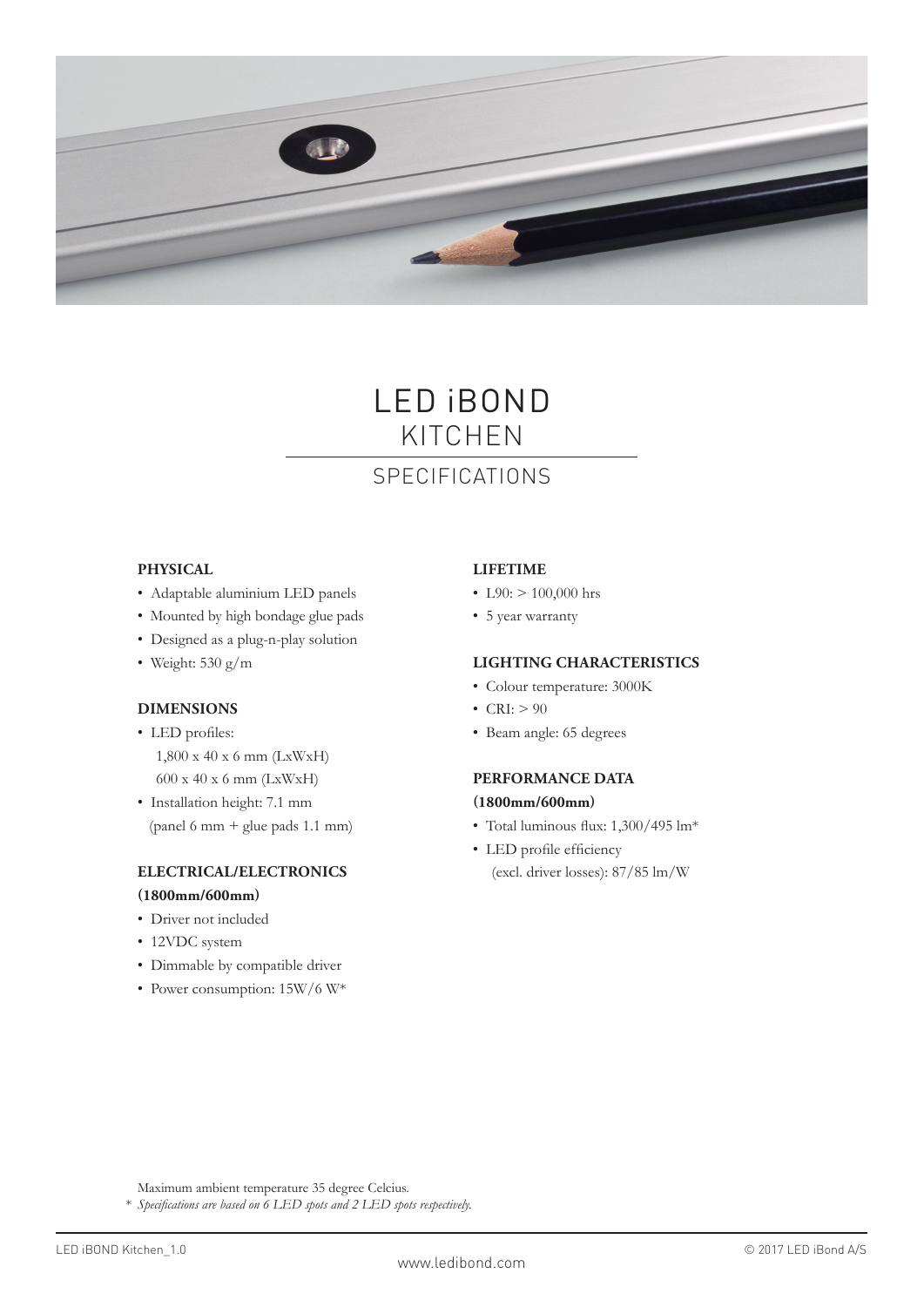# LED iBOND
## KITCHEN
### SPECIFICATIONS

**PHYSICAL**

- Adaptable aluminium LED panels
- Mounted by high bondage glue pads
- Designed as a plug-n-play solution
- Weight: 530 g/m

**DIMENSIONS**

- LED profiles:
  1,800 x 40 x 6 mm (LxWxH)
  600 x 40 x 6 mm (LxWxH)
- Installation height: 7.1 mm
  (panel 6 mm + glue pads 1.1 mm)

**ELECTRICAL/ELECTRONICS**
**(1800mm/600mm)**

- Driver not included
- 12VDC system
- Dimmable by compatible driver
- Power consumption: 15W/6 W*

**LIFETIME**

- L90: > 100,000 hrs
- 5 year warranty

**LIGHTING CHARACTERISTICS**

- Colour temperature: 3000K
- CRI: > 90
- Beam angle: 65 degrees

**PERFORMANCE DATA**
**(1800mm/600mm)**

- Total luminous flux: 1,300/495 lm*
- LED profile efficiency
  (excl. driver losses): 87/85 lm/W

Maximum ambient temperature 35 degree Celcius.

\* *Specifications are based on 6 LED spots and 2 LED spots respectively.*

LED iBOND Kitchen_1.0

www.ledibond.com

© 2017 LED iBond A/S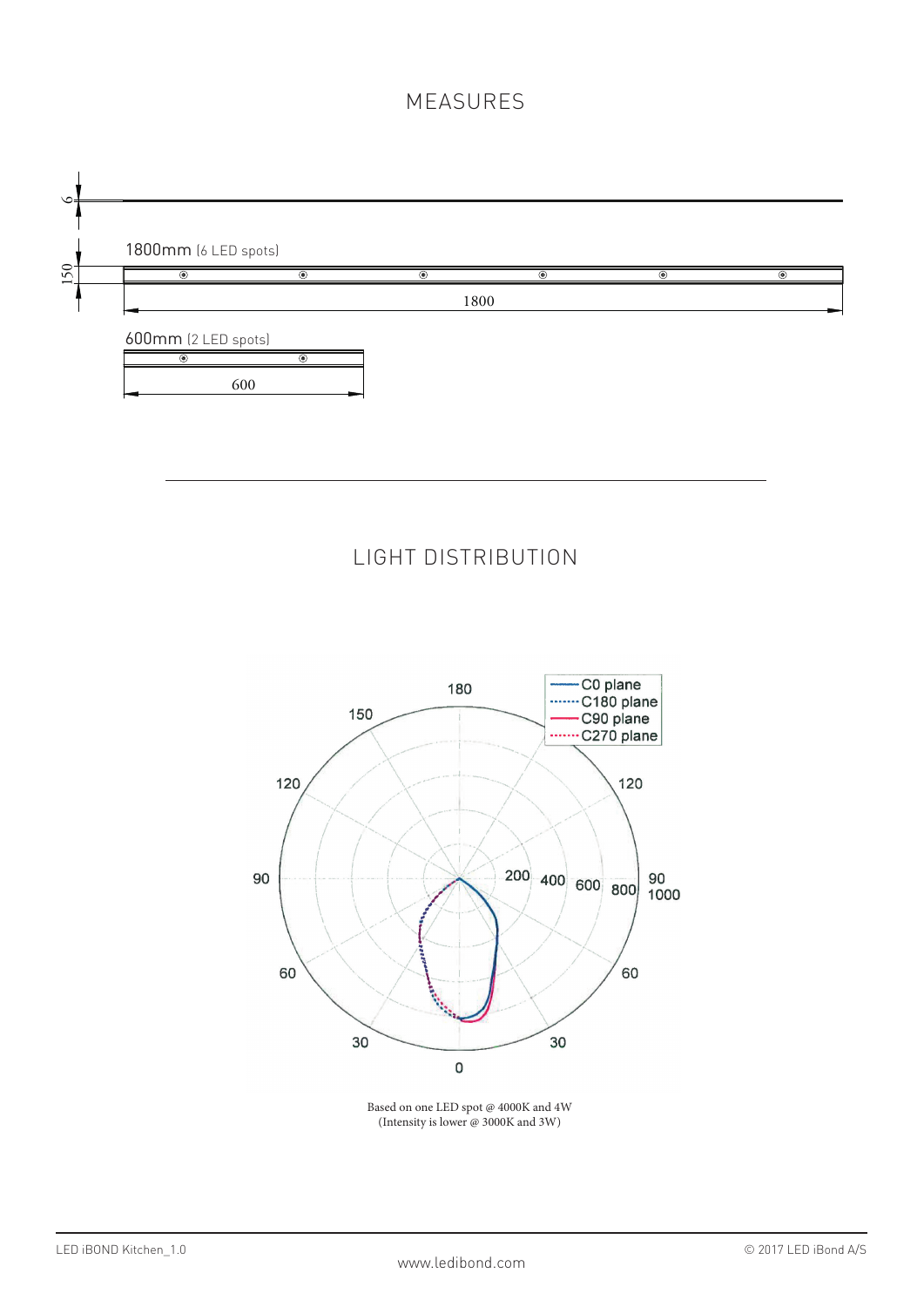# MEASURES

6

150

1800mm (6 LED spots)

1800

600mm (2 LED spots)

600

# LIGHT DISTRIBUTION

C0 plane
C180 plane
C90 plane
C270 plane

180
150
120
90
60
30
0
30
60
90
120
200
400
600
800
1000

Based on one LED spot @ 4000K and 4W
(Intensity is lower @ 3000K and 3W)

LED iBOND Kitchen_1.0

www.ledibond.com

© 2017 LED iBond A/S